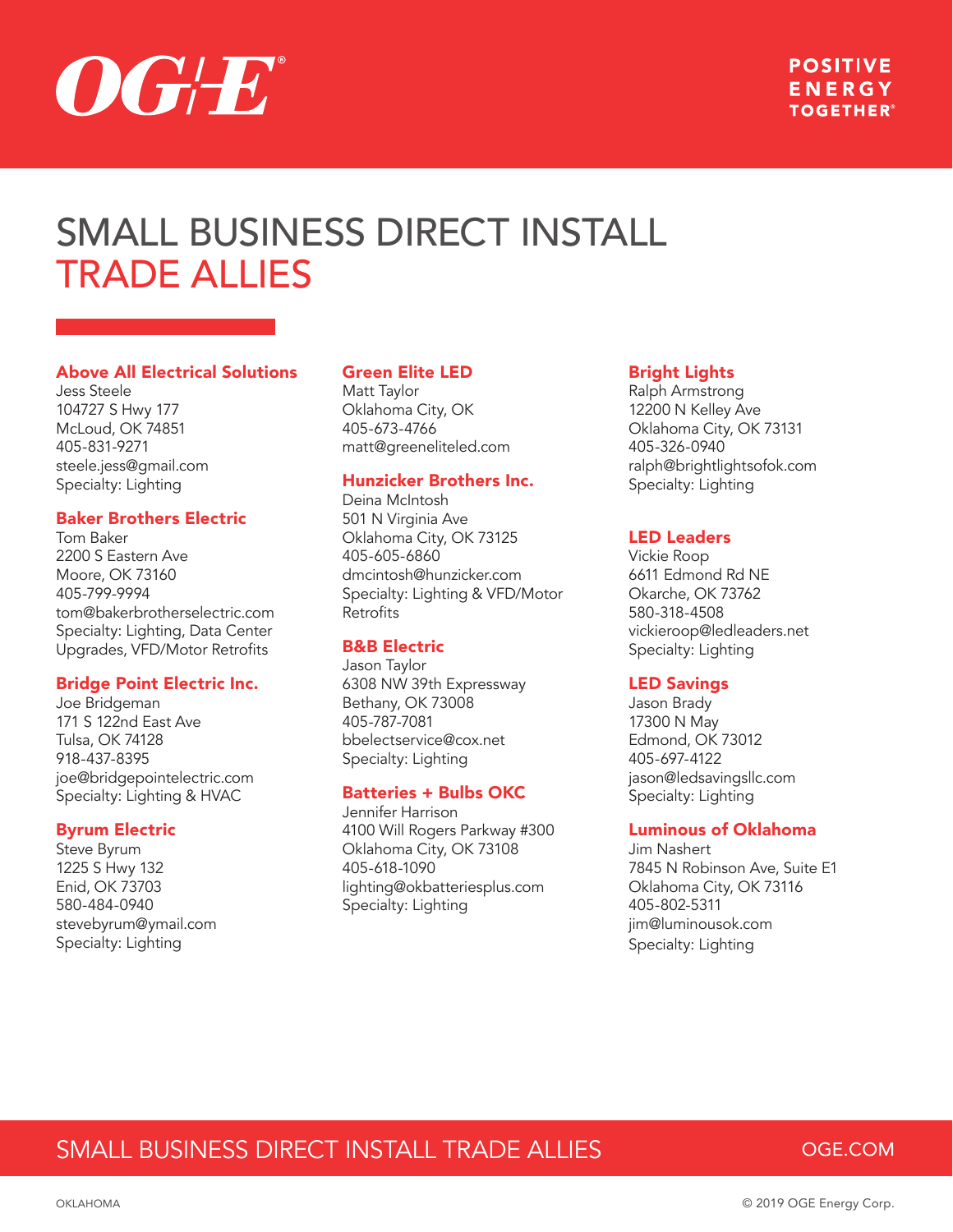# SMALL BUSINESS DIRECT INSTALL TRADE ALLIES

### Above All Electrical Solutions
Jess Steele
104727 S Hwy 177
McLoud, OK 74851
405-831-9271
steele.jess@gmail.com
Specialty: Lighting

### Baker Brothers Electric
Tom Baker
2200 S Eastern Ave
Moore, OK 73160
405-799-9994
tom@bakerbrotherselectric.com
Specialty: Lighting, Data Center Upgrades, VFD/Motor Retrofits

### Bridge Point Electric Inc.
Joe Bridgeman
171 S 122nd East Ave
Tulsa, OK 74128
918-437-8395
joe@bridgepointelectric.com
Specialty: Lighting & HVAC

### Byrum Electric
Steve Byrum
1225 S Hwy 132
Enid, OK 73703
580-484-0940
stevebyrum@ymail.com
Specialty: Lighting

### Green Elite LED
Matt Taylor
Oklahoma City, OK
405-673-4766
matt@greeneliteled.com

### Hunzicker Brothers Inc.
Deina McIntosh
501 N Virginia Ave
Oklahoma City, OK 73125
405-605-6860
dmcintosh@hunzicker.com
Specialty: Lighting & VFD/Motor Retrofits

### B&B Electric
Jason Taylor
6308 NW 39th Expressway
Bethany, OK 73008
405-787-7081
bbelectservice@cox.net
Specialty: Lighting

### Batteries + Bulbs OKC
Jennifer Harrison
4100 Will Rogers Parkway #300
Oklahoma City, OK 73108
405-618-1090
lighting@okbatteriesplus.com
Specialty: Lighting

### Bright Lights
Ralph Armstrong
12200 N Kelley Ave
Oklahoma City, OK 73131
405-326-0940
ralph@brightlightsofok.com
Specialty: Lighting

### LED Leaders
Vickie Roop
6611 Edmond Rd NE
Okarche, OK 73762
580-318-4508
vickieroop@ledleaders.net
Specialty: Lighting

### LED Savings
Jason Brady
17300 N May
Edmond, OK 73012
405-697-4122
jason@ledsavingsllc.com
Specialty: Lighting

### Luminous of Oklahoma
Jim Nashert
7845 N Robinson Ave, Suite E1
Oklahoma City, OK 73116
405-802-5311
jim@luminousok.com
Specialty: Lighting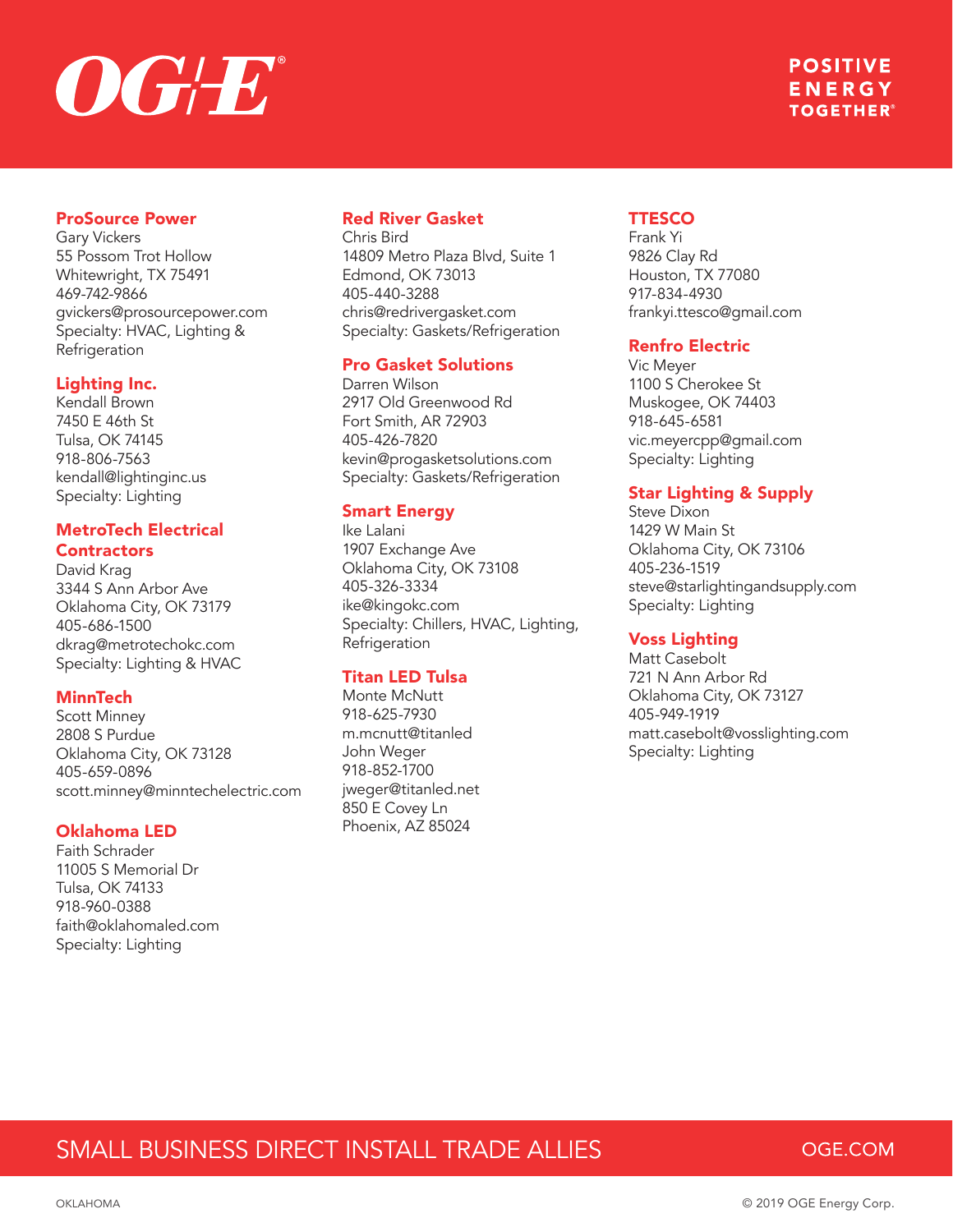POSITIVE ENERGY TOGETHER®

### ProSource Power
Gary Vickers
55 Possom Trot Hollow
Whitewright, TX 75491
469-742-9866
gvickers@prosourcepower.com
Specialty: HVAC, Lighting & Refrigeration

### Lighting Inc.
Kendall Brown
7450 E 46th St
Tulsa, OK 74145
918-806-7563
kendall@lightinginc.us
Specialty: Lighting

### MetroTech Electrical Contractors
David Krag
3344 S Ann Arbor Ave
Oklahoma City, OK 73179
405-686-1500
dkrag@metrotechokc.com
Specialty: Lighting & HVAC

### MinnTech
Scott Minney
2808 S Purdue
Oklahoma City, OK 73128
405-659-0896
scott.minney@minntechelectric.com

### Oklahoma LED
Faith Schrader
11005 S Memorial Dr
Tulsa, OK 74133
918-960-0388
faith@oklahomaled.com
Specialty: Lighting

### Red River Gasket
Chris Bird
14809 Metro Plaza Blvd, Suite 1
Edmond, OK 73013
405-440-3288
chris@redrivergasket.com
Specialty: Gaskets/Refrigeration

### Pro Gasket Solutions
Darren Wilson
2917 Old Greenwood Rd
Fort Smith, AR 72903
405-426-7820
kevin@progasketsolutions.com
Specialty: Gaskets/Refrigeration

### Smart Energy
Ike Lalani
1907 Exchange Ave
Oklahoma City, OK 73108
405-326-3334
ike@kingokc.com
Specialty: Chillers, HVAC, Lighting, Refrigeration

### Titan LED Tulsa
Monte McNutt
918-625-7930
m.mcnutt@titanled
John Weger
918-852-1700
jweger@titanled.net
850 E Covey Ln
Phoenix, AZ 85024

### TTESCO
Frank Yi
9826 Clay Rd
Houston, TX 77080
917-834-4930
frankyi.ttesco@gmail.com

### Renfro Electric
Vic Meyer
1100 S Cherokee St
Muskogee, OK 74403
918-645-6581
vic.meyercpp@gmail.com
Specialty: Lighting

### Star Lighting & Supply
Steve Dixon
1429 W Main St
Oklahoma City, OK 73106
405-236-1519
steve@starlightingandsupply.com
Specialty: Lighting

### Voss Lighting
Matt Casebolt
721 N Ann Arbor Rd
Oklahoma City, OK 73127
405-949-1919
matt.casebolt@vosslighting.com
Specialty: Lighting

SMALL BUSINESS DIRECT INSTALL TRADE ALLIES

OGE.COM

OKLAHOMA

© 2019 OGE Energy Corp.